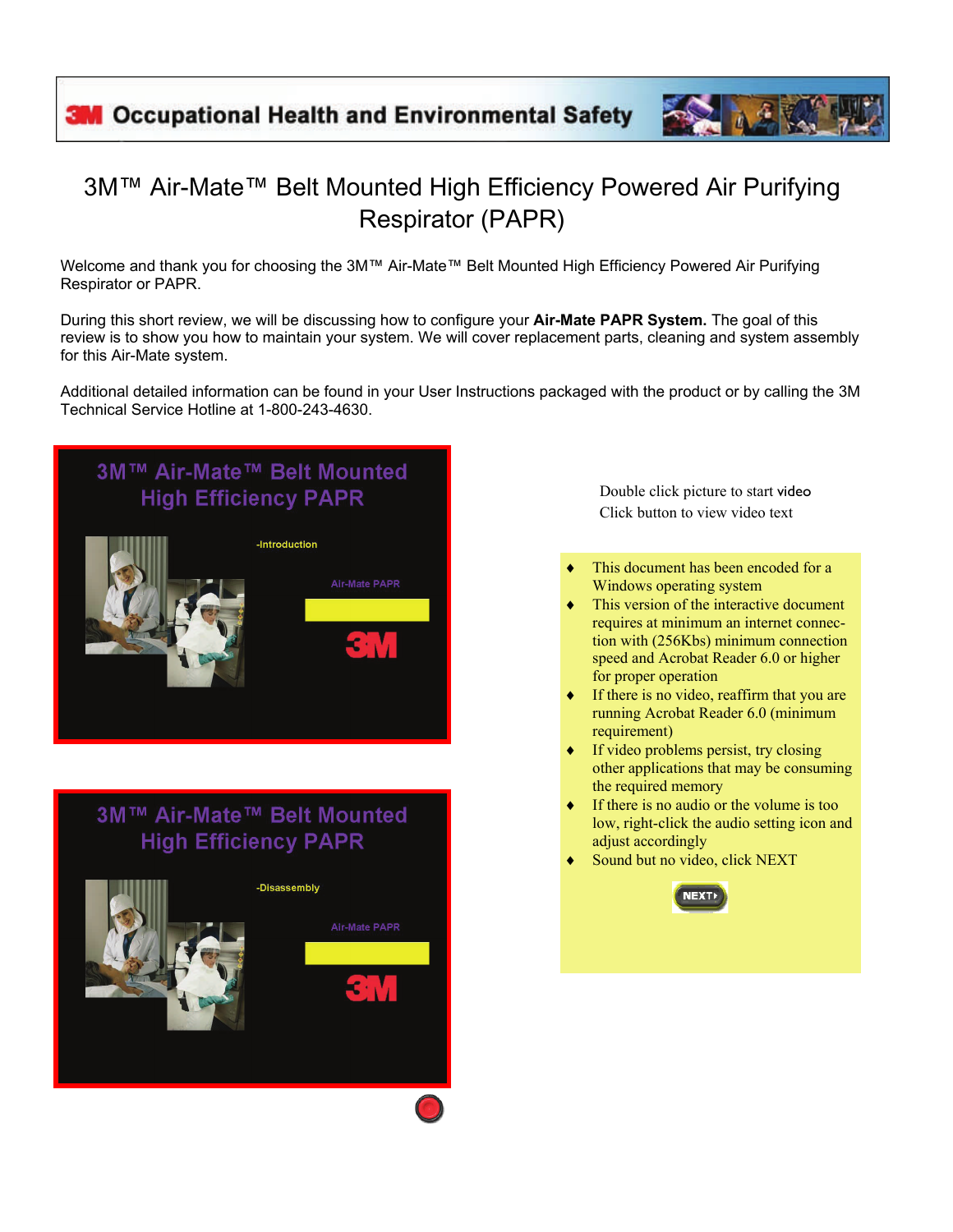3M Occupational Health and Environmental Safety

# 3M™ Air-Mate™ Belt Mounted High Efficiency Powered Air Purifying Respirator (PAPR)

Welcome and thank you for choosing the 3M™ Air-Mate™ Belt Mounted High Efficiency Powered Air Purifying Respirator or PAPR.

During this short review, we will be discussing how to configure your **Air-Mate PAPR System.** The goal of this review is to show you how to maintain your system. We will cover replacement parts, cleaning and system assembly for this Air-Mate system.

Additional detailed information can be found in your User Instructions packaged with the product or by calling the 3M Technical Service Hotline at 1-800-243-4630.

3M™ Air-Mate™ Belt Mounted High Efficiency PAPR

-Introduction

Air-Mate PAPR

3M™ Air-Mate™ Belt Mounted High Efficiency PAPR

-Disassembly

Air-Mate PAPR

Double click picture to start video
Click button to view video text

- This document has been encoded for a Windows operating system
- This version of the interactive document requires at minimum an internet connection with (256Kbs) minimum connection speed and Acrobat Reader 6.0 or higher for proper operation
- If there is no video, reaffirm that you are running Acrobat Reader 6.0 (minimum requirement)
- If video problems persist, try closing other applications that may be consuming the required memory
- If there is no audio or the volume is too low, right-click the audio setting icon and adjust accordingly
- Sound but no video, click NEXT

NEXT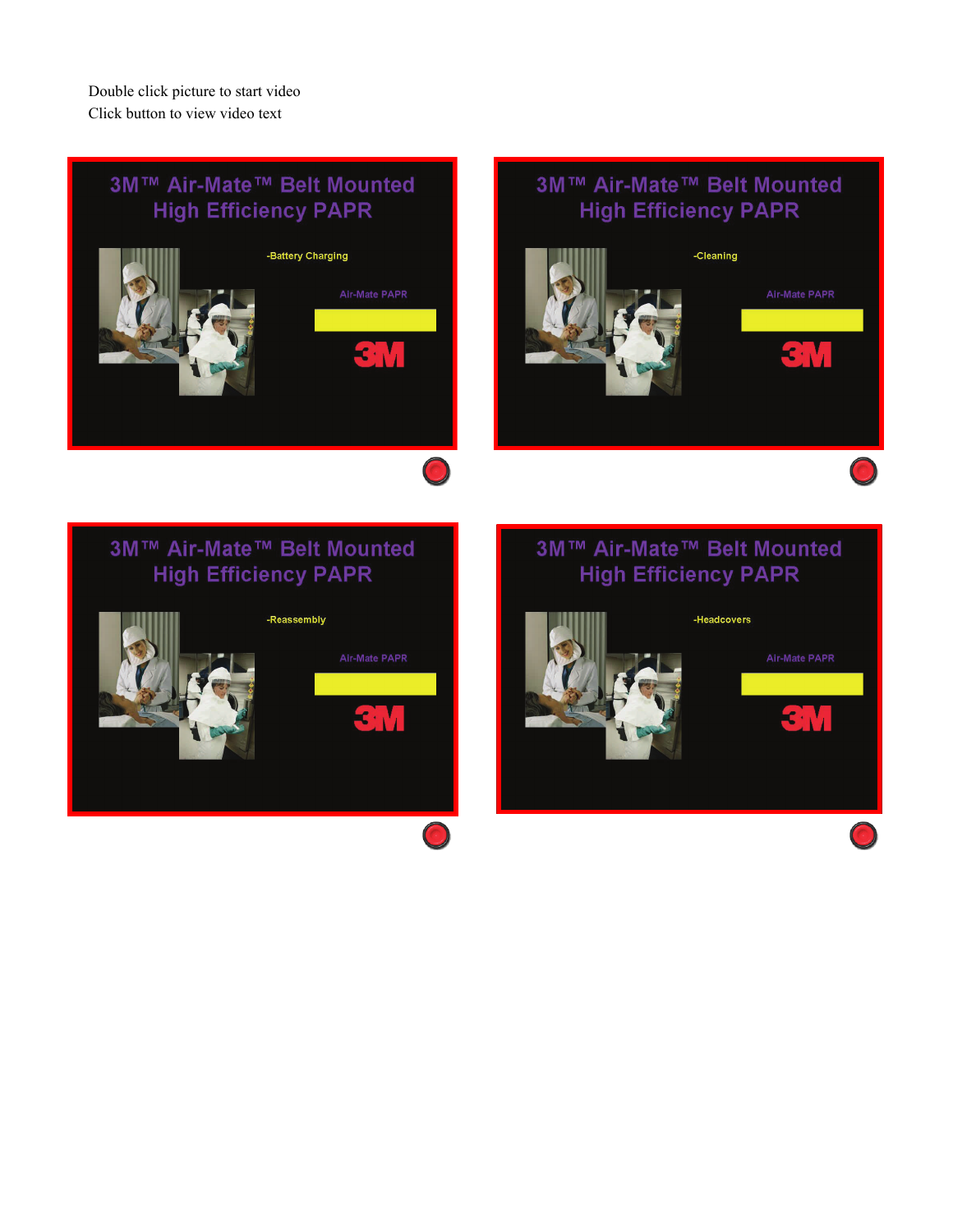Double click picture to start video
Click button to view video text

3M™ Air-Mate™ Belt Mounted
High Efficiency PAPR

-Battery Charging

Air-Mate PAPR

3M

3M™ Air-Mate™ Belt Mounted
High Efficiency PAPR

-Cleaning

Air-Mate PAPR

3M

3M™ Air-Mate™ Belt Mounted
High Efficiency PAPR

-Reassembly

Air-Mate PAPR

3M

3M™ Air-Mate™ Belt Mounted
High Efficiency PAPR

-Headcovers

Air-Mate PAPR

3M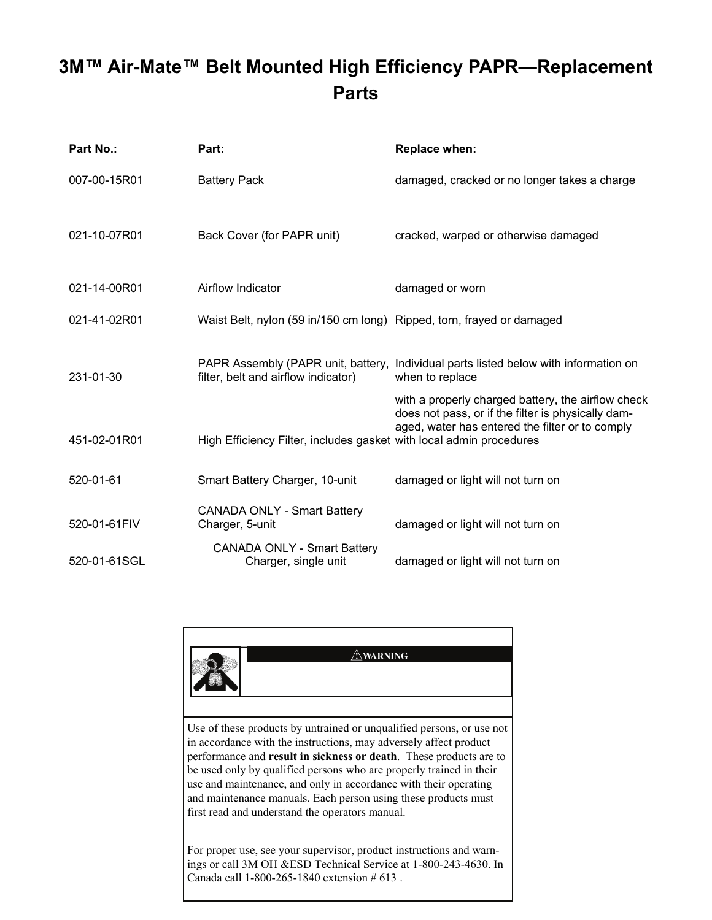# 3M™ Air-Mate™ Belt Mounted High Efficiency PAPR—Replacement Parts

| Part No.: | Part: | Replace when: |
|---|---|---|
| 007-00-15R01 | Battery Pack | damaged, cracked or no longer takes a charge |
| 021-10-07R01 | Back Cover (for PAPR unit) | cracked, warped or otherwise damaged |
| 021-14-00R01 | Airflow Indicator | damaged or worn |
| 021-41-02R01 | Waist Belt, nylon (59 in/150 cm long) | Ripped, torn, frayed or damaged |
| 231-01-30 | PAPR Assembly (PAPR unit, battery, filter, belt and airflow indicator) | Individual parts listed below with information on when to replace |
| 451-02-01R01 | High Efficiency Filter, includes gasket | with a properly charged battery, the airflow check does not pass, or if the filter is physically damaged, water has entered the filter or to comply with local admin procedures |
| 520-01-61 | Smart Battery Charger, 10-unit | damaged or light will not turn on |
| 520-01-61FIV | CANADA ONLY - Smart Battery Charger, 5-unit | damaged or light will not turn on |
| 520-01-61SGL | CANADA ONLY - Smart Battery Charger, single unit | damaged or light will not turn on |

**⚠WARNING**

Use of these products by untrained or unqualified persons, or use not in accordance with the instructions, may adversely affect product performance and **result in sickness or death**. These products are to be used only by qualified persons who are properly trained in their use and maintenance, and only in accordance with their operating and maintenance manuals. Each person using these products must first read and understand the operators manual.

For proper use, see your supervisor, product instructions and warnings or call 3M OH &ESD Technical Service at 1-800-243-4630. In Canada call 1-800-265-1840 extension # 613 .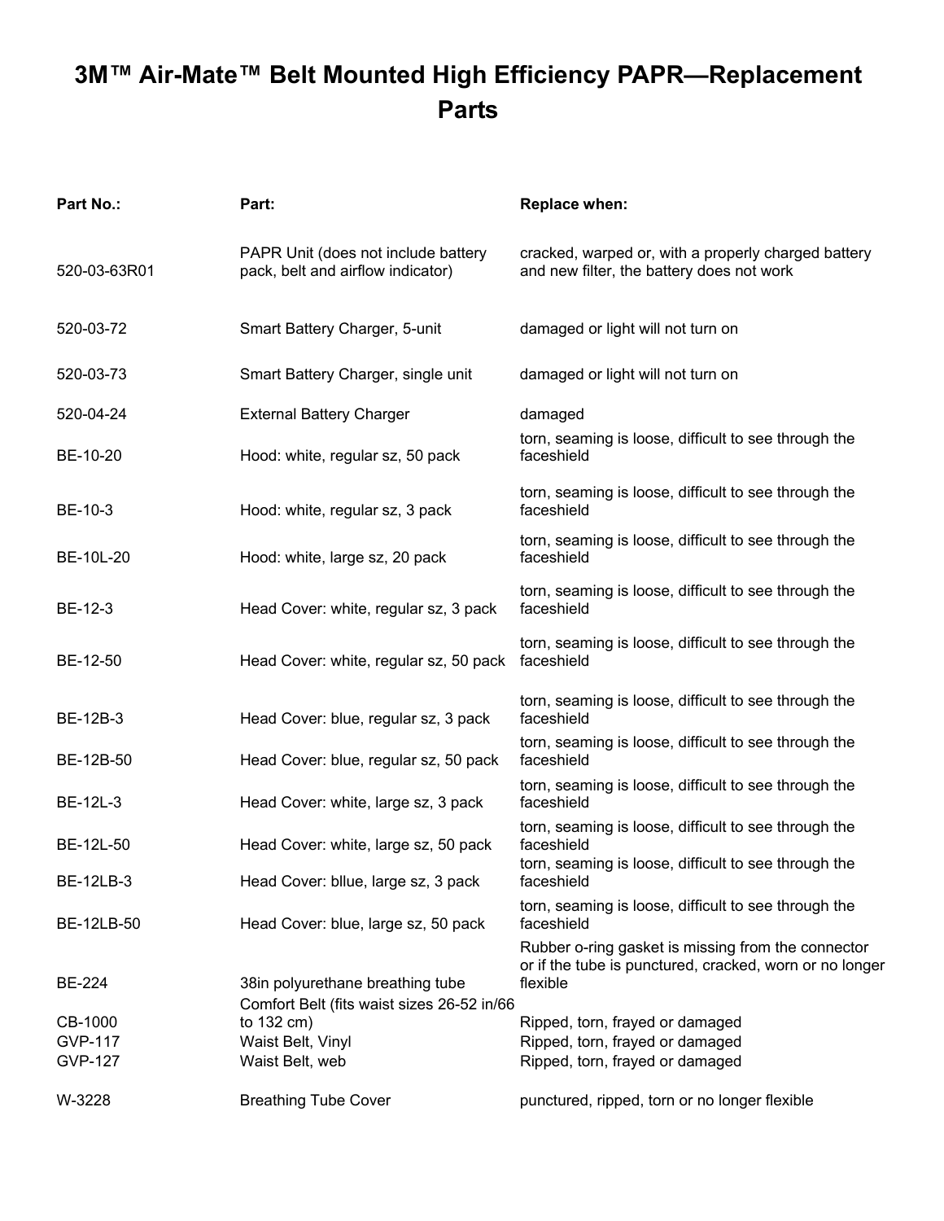# 3M™ Air-Mate™ Belt Mounted High Efficiency PAPR—Replacement Parts

| Part No.: | Part: | Replace when: |
|---|---|---|
| 520-03-63R01 | PAPR Unit (does not include battery pack, belt and airflow indicator) | cracked, warped or, with a properly charged battery and new filter, the battery does not work |
| 520-03-72 | Smart Battery Charger, 5-unit | damaged or light will not turn on |
| 520-03-73 | Smart Battery Charger, single unit | damaged or light will not turn on |
| 520-04-24 | External Battery Charger | damaged |
| BE-10-20 | Hood: white, regular sz, 50 pack | torn, seaming is loose, difficult to see through the faceshield |
| BE-10-3 | Hood: white, regular sz, 3 pack | torn, seaming is loose, difficult to see through the faceshield |
| BE-10L-20 | Hood: white, large sz, 20 pack | torn, seaming is loose, difficult to see through the faceshield |
| BE-12-3 | Head Cover: white, regular sz, 3 pack | torn, seaming is loose, difficult to see through the faceshield |
| BE-12-50 | Head Cover: white, regular sz, 50 pack | torn, seaming is loose, difficult to see through the faceshield |
| BE-12B-3 | Head Cover: blue, regular sz, 3 pack | torn, seaming is loose, difficult to see through the faceshield |
| BE-12B-50 | Head Cover: blue, regular sz, 50 pack | torn, seaming is loose, difficult to see through the faceshield |
| BE-12L-3 | Head Cover: white, large sz, 3 pack | torn, seaming is loose, difficult to see through the faceshield |
| BE-12L-50 | Head Cover: white, large sz, 50 pack | torn, seaming is loose, difficult to see through the faceshield |
| BE-12LB-3 | Head Cover: bllue, large sz, 3 pack | torn, seaming is loose, difficult to see through the faceshield |
| BE-12LB-50 | Head Cover: blue, large sz, 50 pack | torn, seaming is loose, difficult to see through the faceshield |
| BE-224 | 38in polyurethane breathing tube | Rubber o-ring gasket is missing from the connector or if the tube is punctured, cracked, worn or no longer flexible |
| CB-1000 | Comfort Belt (fits waist sizes 26-52 in/66 to 132 cm) | Ripped, torn, frayed or damaged |
| GVP-117 | Waist Belt, Vinyl | Ripped, torn, frayed or damaged |
| GVP-127 | Waist Belt, web | Ripped, torn, frayed or damaged |
| W-3228 | Breathing Tube Cover | punctured, ripped, torn or no longer flexible |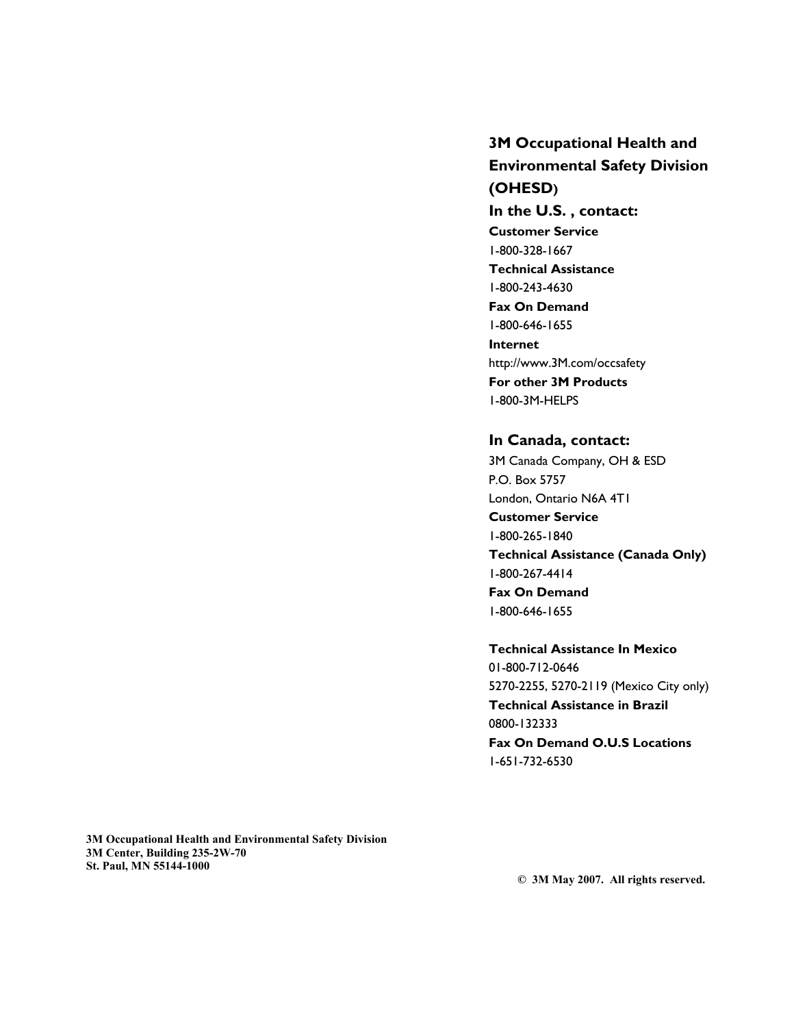**3M Occupational Health and Environmental Safety Division (OHESD)**

**In the U.S. , contact:**

**Customer Service**
1-800-328-1667

**Technical Assistance**
1-800-243-4630

**Fax On Demand**
1-800-646-1655

**Internet**
http://www.3M.com/occsafety

**For other 3M Products**
1-800-3M-HELPS

**In Canada, contact:**

3M Canada Company, OH & ESD
P.O. Box 5757
London, Ontario N6A 4T1

**Customer Service**
1-800-265-1840

**Technical Assistance (Canada Only)**
1-800-267-4414

**Fax On Demand**
1-800-646-1655

**Technical Assistance In Mexico**
01-800-712-0646
5270-2255, 5270-2119 (Mexico City only)

**Technical Assistance in Brazil**
0800-132333

**Fax On Demand O.U.S Locations**
1-651-732-6530

**3M Occupational Health and Environmental Safety Division**
**3M Center, Building 235-2W-70**
**St. Paul, MN 55144-1000**

**© 3M May 2007. All rights reserved.**